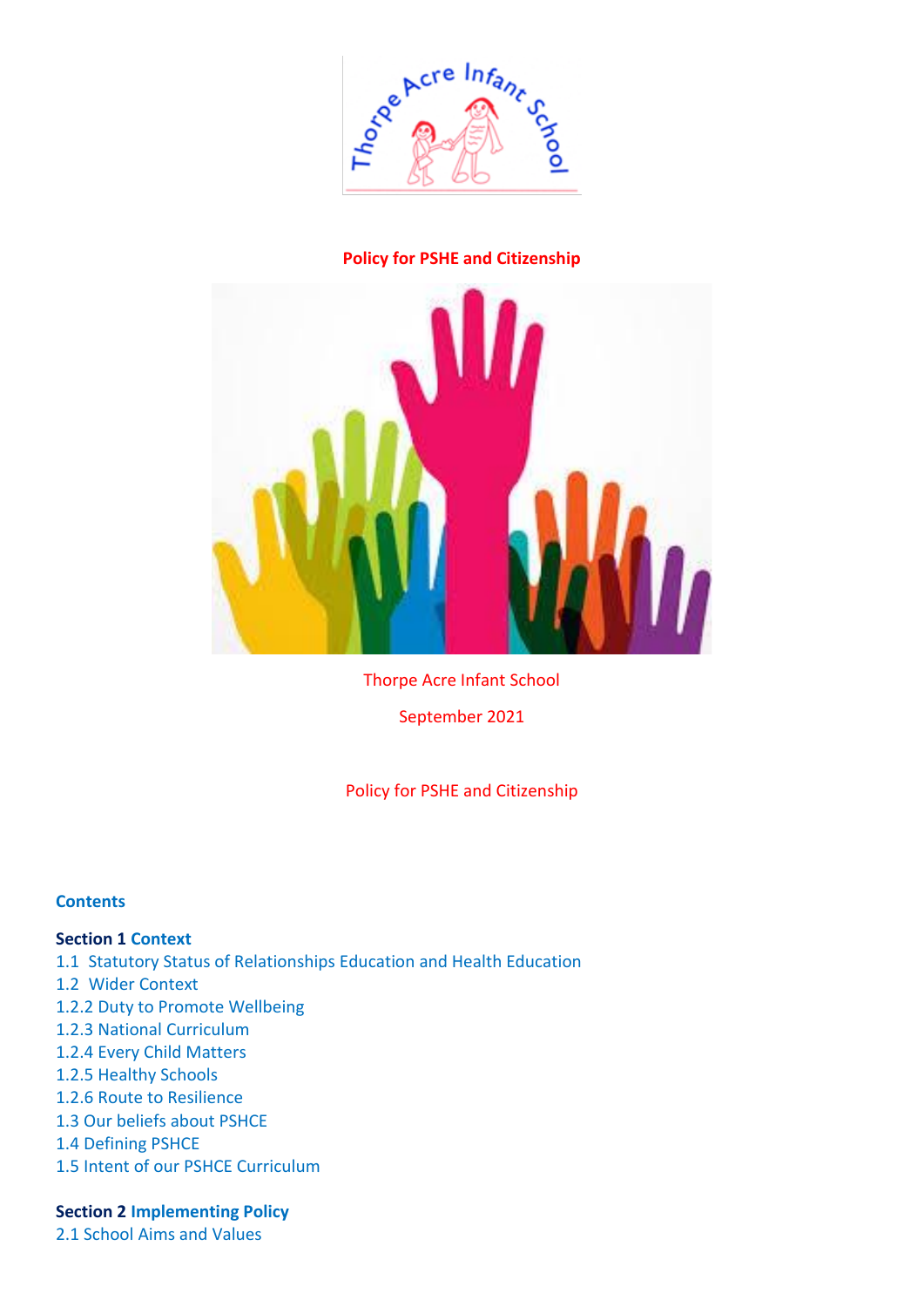**Policy for PSHE and Citizenship**

Thorpe Acre Infant School

September 2021

Policy for PSHE and Citizenship

**Contents**

**Section 1 Context**

1.1 Statutory Status of Relationships Education and Health Education
1.2 Wider Context
1.2.2 Duty to Promote Wellbeing
1.2.3 National Curriculum
1.2.4 Every Child Matters
1.2.5 Healthy Schools
1.2.6 Route to Resilience
1.3 Our beliefs about PSHCE
1.4 Defining PSHCE
1.5 Intent of our PSHCE Curriculum

**Section 2 Implementing Policy**

2.1 School Aims and Values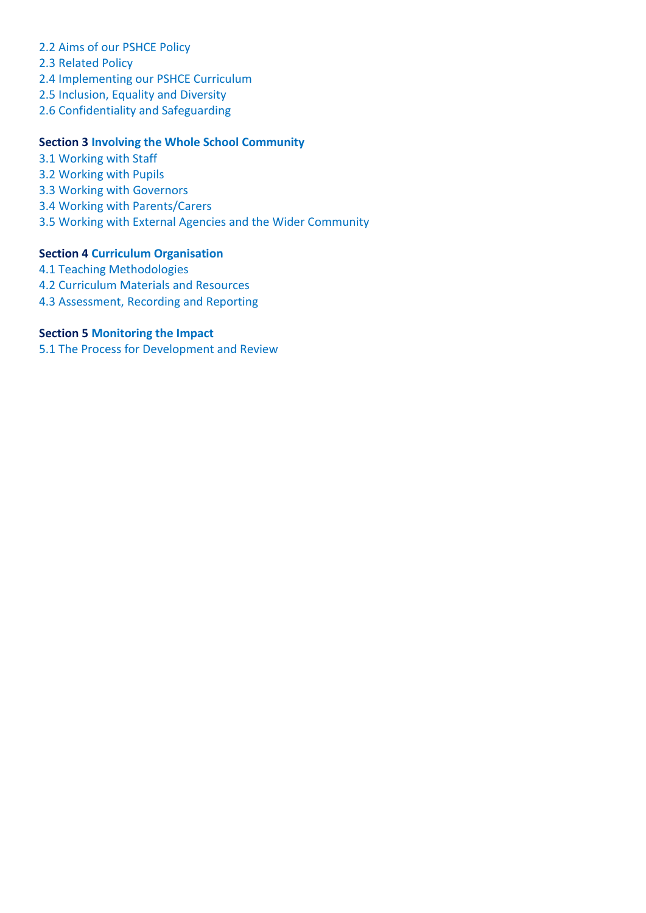2.2 Aims of our PSHCE Policy
2.3 Related Policy
2.4 Implementing our PSHCE Curriculum
2.5 Inclusion, Equality and Diversity
2.6 Confidentiality and Safeguarding

**Section 3 Involving the Whole School Community**

3.1 Working with Staff
3.2 Working with Pupils
3.3 Working with Governors
3.4 Working with Parents/Carers
3.5 Working with External Agencies and the Wider Community

**Section 4 Curriculum Organisation**

4.1 Teaching Methodologies
4.2 Curriculum Materials and Resources
4.3 Assessment, Recording and Reporting

**Section 5 Monitoring the Impact**

5.1 The Process for Development and Review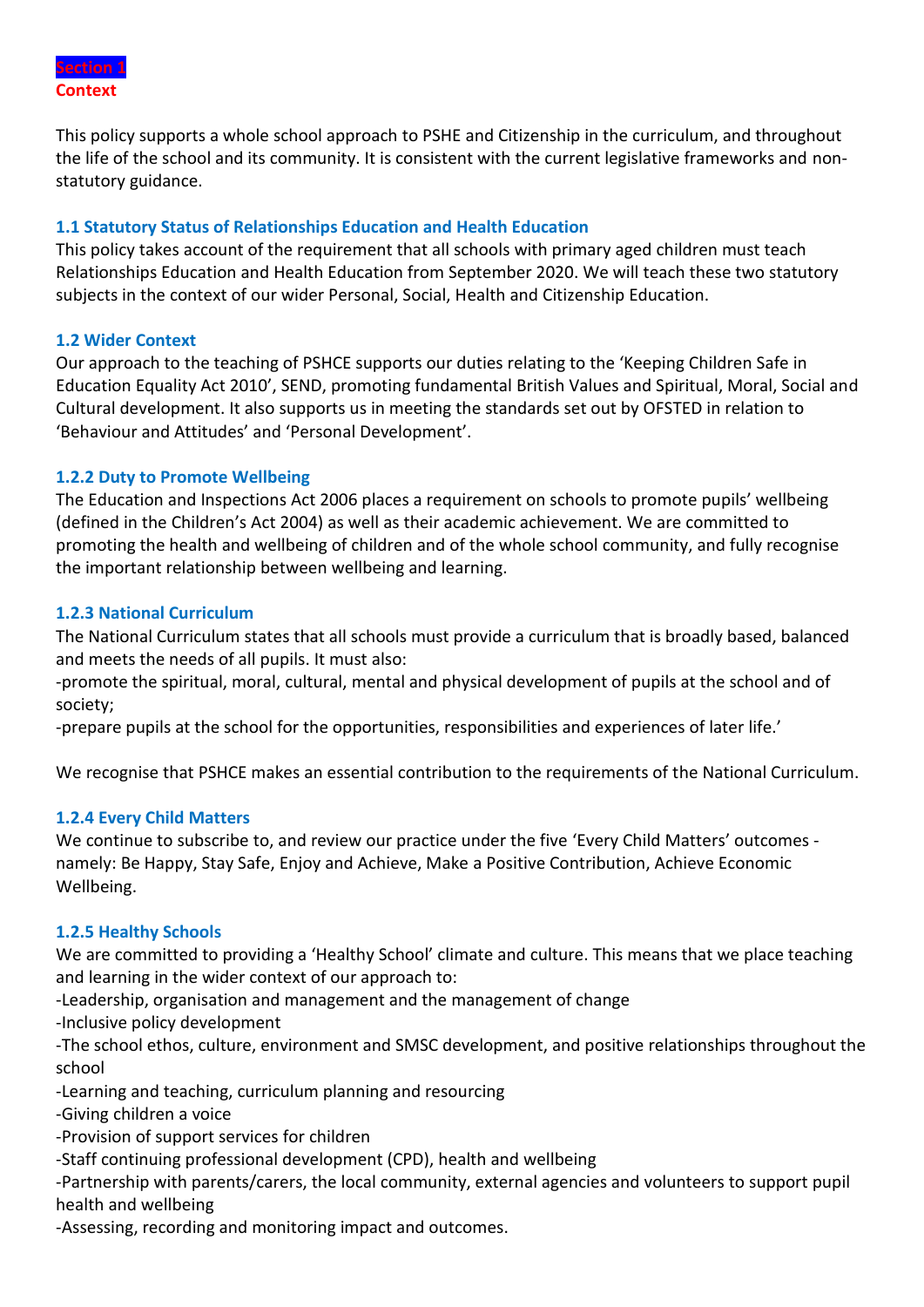## Section 1
## Context

This policy supports a whole school approach to PSHE and Citizenship in the curriculum, and throughout the life of the school and its community. It is consistent with the current legislative frameworks and non-statutory guidance.

### 1.1 Statutory Status of Relationships Education and Health Education

This policy takes account of the requirement that all schools with primary aged children must teach Relationships Education and Health Education from September 2020. We will teach these two statutory subjects in the context of our wider Personal, Social, Health and Citizenship Education.

### 1.2 Wider Context

Our approach to the teaching of PSHCE supports our duties relating to the 'Keeping Children Safe in Education Equality Act 2010', SEND, promoting fundamental British Values and Spiritual, Moral, Social and Cultural development. It also supports us in meeting the standards set out by OFSTED in relation to 'Behaviour and Attitudes' and 'Personal Development'.

### 1.2.2 Duty to Promote Wellbeing

The Education and Inspections Act 2006 places a requirement on schools to promote pupils' wellbeing (defined in the Children's Act 2004) as well as their academic achievement. We are committed to promoting the health and wellbeing of children and of the whole school community, and fully recognise the important relationship between wellbeing and learning.

### 1.2.3 National Curriculum

The National Curriculum states that all schools must provide a curriculum that is broadly based, balanced and meets the needs of all pupils. It must also:

-promote the spiritual, moral, cultural, mental and physical development of pupils at the school and of society;

-prepare pupils at the school for the opportunities, responsibilities and experiences of later life.'

We recognise that PSHCE makes an essential contribution to the requirements of the National Curriculum.

### 1.2.4 Every Child Matters

We continue to subscribe to, and review our practice under the five 'Every Child Matters' outcomes - namely: Be Happy, Stay Safe, Enjoy and Achieve, Make a Positive Contribution, Achieve Economic Wellbeing.

### 1.2.5 Healthy Schools

We are committed to providing a 'Healthy School' climate and culture. This means that we place teaching and learning in the wider context of our approach to:

-Leadership, organisation and management and the management of change

-Inclusive policy development

-The school ethos, culture, environment and SMSC development, and positive relationships throughout the school

-Learning and teaching, curriculum planning and resourcing

-Giving children a voice

-Provision of support services for children

-Staff continuing professional development (CPD), health and wellbeing

-Partnership with parents/carers, the local community, external agencies and volunteers to support pupil health and wellbeing

-Assessing, recording and monitoring impact and outcomes.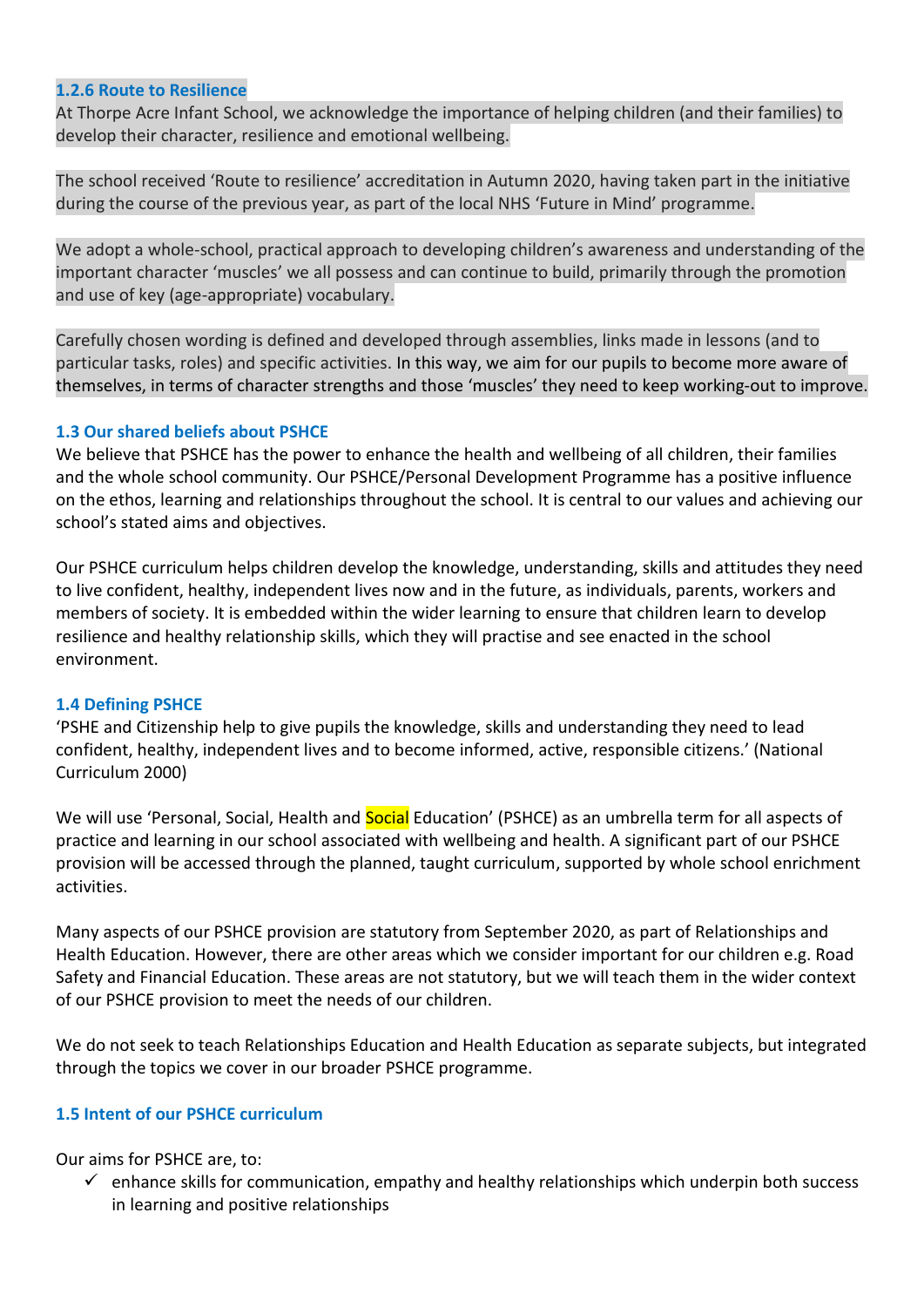### 1.2.6 Route to Resilience

At Thorpe Acre Infant School, we acknowledge the importance of helping children (and their families) to develop their character, resilience and emotional wellbeing.

The school received 'Route to resilience' accreditation in Autumn 2020, having taken part in the initiative during the course of the previous year, as part of the local NHS 'Future in Mind' programme.

We adopt a whole-school, practical approach to developing children's awareness and understanding of the important character 'muscles' we all possess and can continue to build, primarily through the promotion and use of key (age-appropriate) vocabulary.

Carefully chosen wording is defined and developed through assemblies, links made in lessons (and to particular tasks, roles) and specific activities. In this way, we aim for our pupils to become more aware of themselves, in terms of character strengths and those 'muscles' they need to keep working-out to improve.

### 1.3 Our shared beliefs about PSHCE

We believe that PSHCE has the power to enhance the health and wellbeing of all children, their families and the whole school community. Our PSHCE/Personal Development Programme has a positive influence on the ethos, learning and relationships throughout the school. It is central to our values and achieving our school's stated aims and objectives.

Our PSHCE curriculum helps children develop the knowledge, understanding, skills and attitudes they need to live confident, healthy, independent lives now and in the future, as individuals, parents, workers and members of society. It is embedded within the wider learning to ensure that children learn to develop resilience and healthy relationship skills, which they will practise and see enacted in the school environment.

### 1.4 Defining PSHCE

'PSHE and Citizenship help to give pupils the knowledge, skills and understanding they need to lead confident, healthy, independent lives and to become informed, active, responsible citizens.' (National Curriculum 2000)

We will use 'Personal, Social, Health and Social Education' (PSHCE) as an umbrella term for all aspects of practice and learning in our school associated with wellbeing and health. A significant part of our PSHCE provision will be accessed through the planned, taught curriculum, supported by whole school enrichment activities.

Many aspects of our PSHCE provision are statutory from September 2020, as part of Relationships and Health Education. However, there are other areas which we consider important for our children e.g. Road Safety and Financial Education. These areas are not statutory, but we will teach them in the wider context of our PSHCE provision to meet the needs of our children.

We do not seek to teach Relationships Education and Health Education as separate subjects, but integrated through the topics we cover in our broader PSHCE programme.

### 1.5 Intent of our PSHCE curriculum

Our aims for PSHCE are, to:

- ✓ enhance skills for communication, empathy and healthy relationships which underpin both success in learning and positive relationships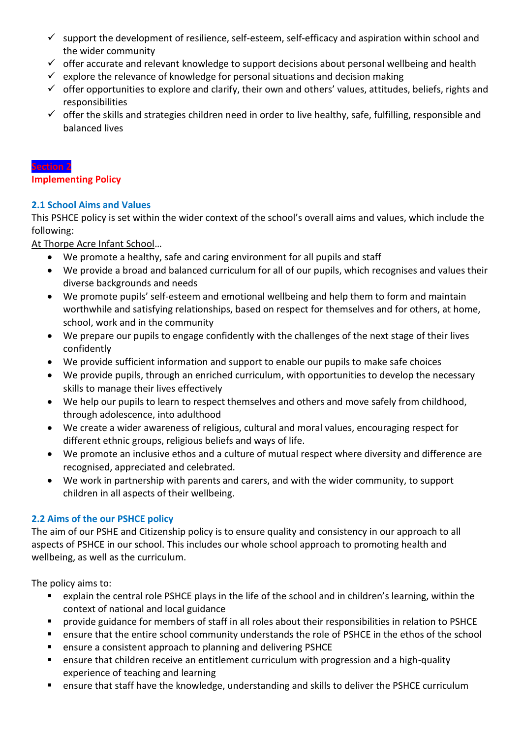- ✓ support the development of resilience, self-esteem, self-efficacy and aspiration within school and the wider community
- ✓ offer accurate and relevant knowledge to support decisions about personal wellbeing and health
- ✓ explore the relevance of knowledge for personal situations and decision making
- ✓ offer opportunities to explore and clarify, their own and others' values, attitudes, beliefs, rights and responsibilities
- ✓ offer the skills and strategies children need in order to live healthy, safe, fulfilling, responsible and balanced lives

## Section 2
## Implementing Policy

### 2.1 School Aims and Values

This PSHCE policy is set within the wider context of the school's overall aims and values, which include the following:

At Thorpe Acre Infant School…

- We promote a healthy, safe and caring environment for all pupils and staff
- We provide a broad and balanced curriculum for all of our pupils, which recognises and values their diverse backgrounds and needs
- We promote pupils' self-esteem and emotional wellbeing and help them to form and maintain worthwhile and satisfying relationships, based on respect for themselves and for others, at home, school, work and in the community
- We prepare our pupils to engage confidently with the challenges of the next stage of their lives confidently
- We provide sufficient information and support to enable our pupils to make safe choices
- We provide pupils, through an enriched curriculum, with opportunities to develop the necessary skills to manage their lives effectively
- We help our pupils to learn to respect themselves and others and move safely from childhood, through adolescence, into adulthood
- We create a wider awareness of religious, cultural and moral values, encouraging respect for different ethnic groups, religious beliefs and ways of life.
- We promote an inclusive ethos and a culture of mutual respect where diversity and difference are recognised, appreciated and celebrated.
- We work in partnership with parents and carers, and with the wider community, to support children in all aspects of their wellbeing.

### 2.2 Aims of the our PSHCE policy

The aim of our PSHE and Citizenship policy is to ensure quality and consistency in our approach to all aspects of PSHCE in our school. This includes our whole school approach to promoting health and wellbeing, as well as the curriculum.

The policy aims to:

- explain the central role PSHCE plays in the life of the school and in children's learning, within the context of national and local guidance
- provide guidance for members of staff in all roles about their responsibilities in relation to PSHCE
- ensure that the entire school community understands the role of PSHCE in the ethos of the school
- ensure a consistent approach to planning and delivering PSHCE
- ensure that children receive an entitlement curriculum with progression and a high-quality experience of teaching and learning
- ensure that staff have the knowledge, understanding and skills to deliver the PSHCE curriculum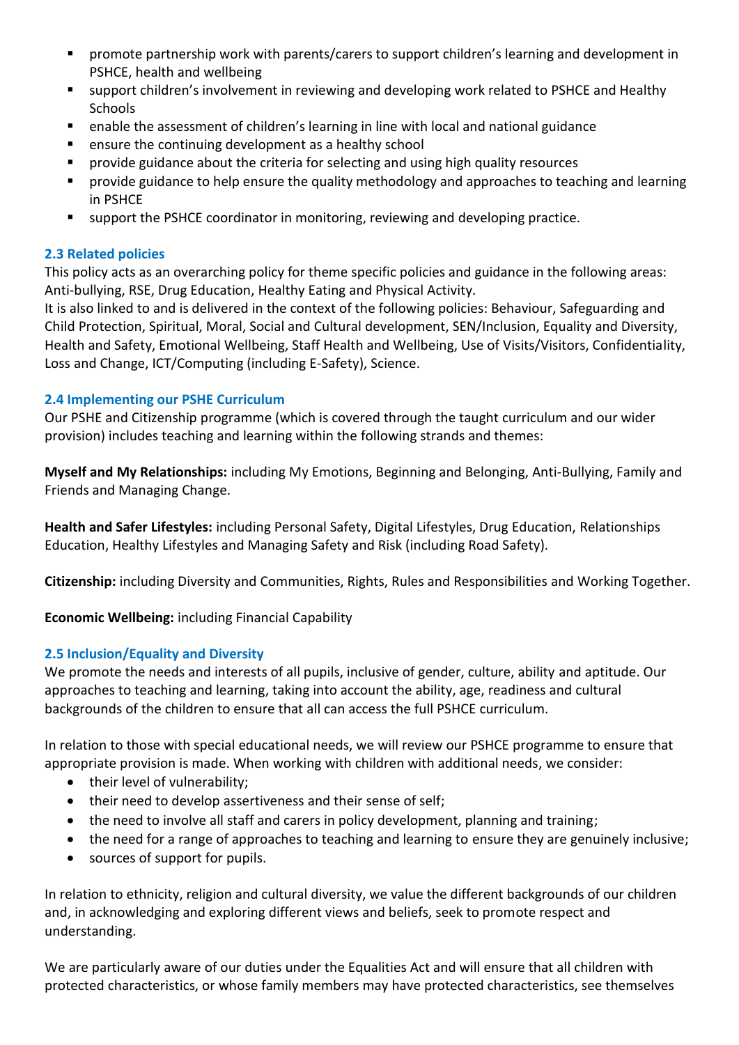- promote partnership work with parents/carers to support children's learning and development in PSHCE, health and wellbeing
- support children's involvement in reviewing and developing work related to PSHCE and Healthy Schools
- enable the assessment of children's learning in line with local and national guidance
- ensure the continuing development as a healthy school
- provide guidance about the criteria for selecting and using high quality resources
- provide guidance to help ensure the quality methodology and approaches to teaching and learning in PSHCE
- support the PSHCE coordinator in monitoring, reviewing and developing practice.

### 2.3 Related policies

This policy acts as an overarching policy for theme specific policies and guidance in the following areas: Anti-bullying, RSE, Drug Education, Healthy Eating and Physical Activity.
It is also linked to and is delivered in the context of the following policies: Behaviour, Safeguarding and Child Protection, Spiritual, Moral, Social and Cultural development, SEN/Inclusion, Equality and Diversity, Health and Safety, Emotional Wellbeing, Staff Health and Wellbeing, Use of Visits/Visitors, Confidentiality, Loss and Change, ICT/Computing (including E-Safety), Science.

### 2.4 Implementing our PSHE Curriculum

Our PSHE and Citizenship programme (which is covered through the taught curriculum and our wider provision) includes teaching and learning within the following strands and themes:

**Myself and My Relationships:** including My Emotions, Beginning and Belonging, Anti-Bullying, Family and Friends and Managing Change.

**Health and Safer Lifestyles:** including Personal Safety, Digital Lifestyles, Drug Education, Relationships Education, Healthy Lifestyles and Managing Safety and Risk (including Road Safety).

**Citizenship:** including Diversity and Communities, Rights, Rules and Responsibilities and Working Together.

**Economic Wellbeing:** including Financial Capability

### 2.5 Inclusion/Equality and Diversity

We promote the needs and interests of all pupils, inclusive of gender, culture, ability and aptitude. Our approaches to teaching and learning, taking into account the ability, age, readiness and cultural backgrounds of the children to ensure that all can access the full PSHCE curriculum.

In relation to those with special educational needs, we will review our PSHCE programme to ensure that appropriate provision is made. When working with children with additional needs, we consider:

- their level of vulnerability;
- their need to develop assertiveness and their sense of self;
- the need to involve all staff and carers in policy development, planning and training;
- the need for a range of approaches to teaching and learning to ensure they are genuinely inclusive;
- sources of support for pupils.

In relation to ethnicity, religion and cultural diversity, we value the different backgrounds of our children and, in acknowledging and exploring different views and beliefs, seek to promote respect and understanding.

We are particularly aware of our duties under the Equalities Act and will ensure that all children with protected characteristics, or whose family members may have protected characteristics, see themselves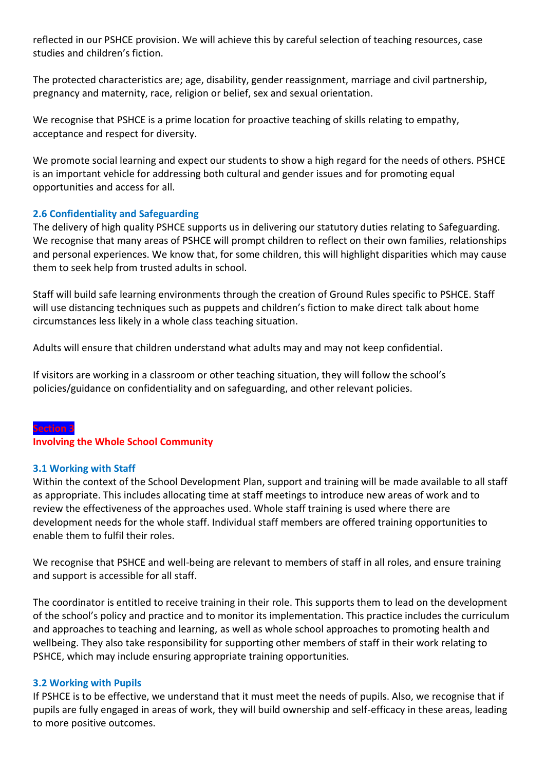reflected in our PSHCE provision. We will achieve this by careful selection of teaching resources, case studies and children's fiction.

The protected characteristics are; age, disability, gender reassignment, marriage and civil partnership, pregnancy and maternity, race, religion or belief, sex and sexual orientation.

We recognise that PSHCE is a prime location for proactive teaching of skills relating to empathy, acceptance and respect for diversity.

We promote social learning and expect our students to show a high regard for the needs of others. PSHCE is an important vehicle for addressing both cultural and gender issues and for promoting equal opportunities and access for all.

### 2.6 Confidentiality and Safeguarding

The delivery of high quality PSHCE supports us in delivering our statutory duties relating to Safeguarding. We recognise that many areas of PSHCE will prompt children to reflect on their own families, relationships and personal experiences. We know that, for some children, this will highlight disparities which may cause them to seek help from trusted adults in school.

Staff will build safe learning environments through the creation of Ground Rules specific to PSHCE. Staff will use distancing techniques such as puppets and children's fiction to make direct talk about home circumstances less likely in a whole class teaching situation.

Adults will ensure that children understand what adults may and may not keep confidential.

If visitors are working in a classroom or other teaching situation, they will follow the school's policies/guidance on confidentiality and on safeguarding, and other relevant policies.

## Section 3
## Involving the Whole School Community

### 3.1 Working with Staff

Within the context of the School Development Plan, support and training will be made available to all staff as appropriate. This includes allocating time at staff meetings to introduce new areas of work and to review the effectiveness of the approaches used. Whole staff training is used where there are development needs for the whole staff. Individual staff members are offered training opportunities to enable them to fulfil their roles.

We recognise that PSHCE and well-being are relevant to members of staff in all roles, and ensure training and support is accessible for all staff.

The coordinator is entitled to receive training in their role. This supports them to lead on the development of the school's policy and practice and to monitor its implementation. This practice includes the curriculum and approaches to teaching and learning, as well as whole school approaches to promoting health and wellbeing. They also take responsibility for supporting other members of staff in their work relating to PSHCE, which may include ensuring appropriate training opportunities.

### 3.2 Working with Pupils

If PSHCE is to be effective, we understand that it must meet the needs of pupils. Also, we recognise that if pupils are fully engaged in areas of work, they will build ownership and self-efficacy in these areas, leading to more positive outcomes.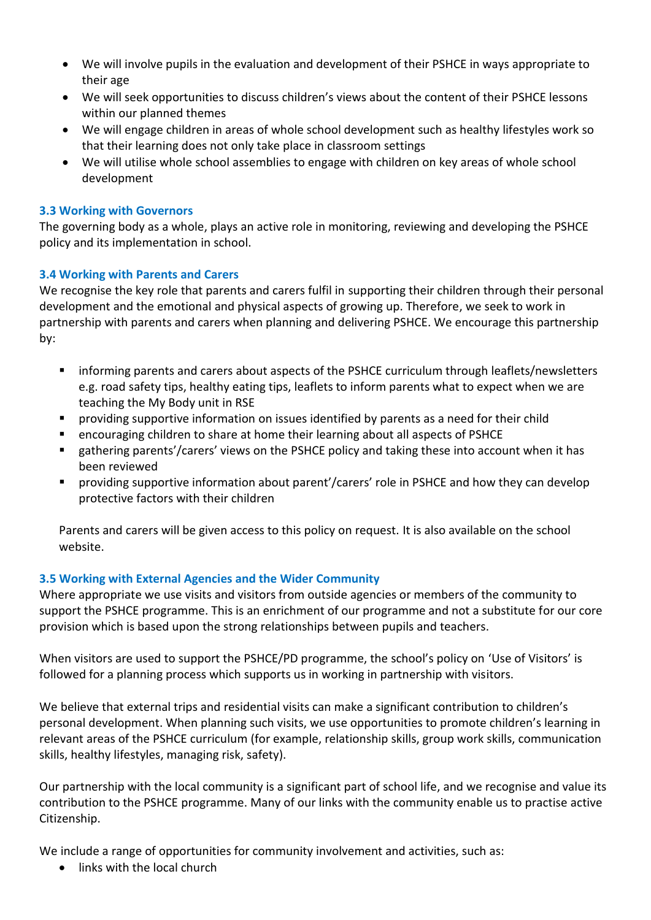- We will involve pupils in the evaluation and development of their PSHCE in ways appropriate to their age
- We will seek opportunities to discuss children's views about the content of their PSHCE lessons within our planned themes
- We will engage children in areas of whole school development such as healthy lifestyles work so that their learning does not only take place in classroom settings
- We will utilise whole school assemblies to engage with children on key areas of whole school development

### 3.3 Working with Governors

The governing body as a whole, plays an active role in monitoring, reviewing and developing the PSHCE policy and its implementation in school.

### 3.4 Working with Parents and Carers

We recognise the key role that parents and carers fulfil in supporting their children through their personal development and the emotional and physical aspects of growing up. Therefore, we seek to work in partnership with parents and carers when planning and delivering PSHCE. We encourage this partnership by:

- informing parents and carers about aspects of the PSHCE curriculum through leaflets/newsletters e.g. road safety tips, healthy eating tips, leaflets to inform parents what to expect when we are teaching the My Body unit in RSE
- providing supportive information on issues identified by parents as a need for their child
- encouraging children to share at home their learning about all aspects of PSHCE
- gathering parents'/carers' views on the PSHCE policy and taking these into account when it has been reviewed
- providing supportive information about parent'/carers' role in PSHCE and how they can develop protective factors with their children

Parents and carers will be given access to this policy on request. It is also available on the school website.

### 3.5 Working with External Agencies and the Wider Community

Where appropriate we use visits and visitors from outside agencies or members of the community to support the PSHCE programme. This is an enrichment of our programme and not a substitute for our core provision which is based upon the strong relationships between pupils and teachers.

When visitors are used to support the PSHCE/PD programme, the school's policy on 'Use of Visitors' is followed for a planning process which supports us in working in partnership with visitors.

We believe that external trips and residential visits can make a significant contribution to children's personal development. When planning such visits, we use opportunities to promote children's learning in relevant areas of the PSHCE curriculum (for example, relationship skills, group work skills, communication skills, healthy lifestyles, managing risk, safety).

Our partnership with the local community is a significant part of school life, and we recognise and value its contribution to the PSHCE programme. Many of our links with the community enable us to practise active Citizenship.

We include a range of opportunities for community involvement and activities, such as:

- links with the local church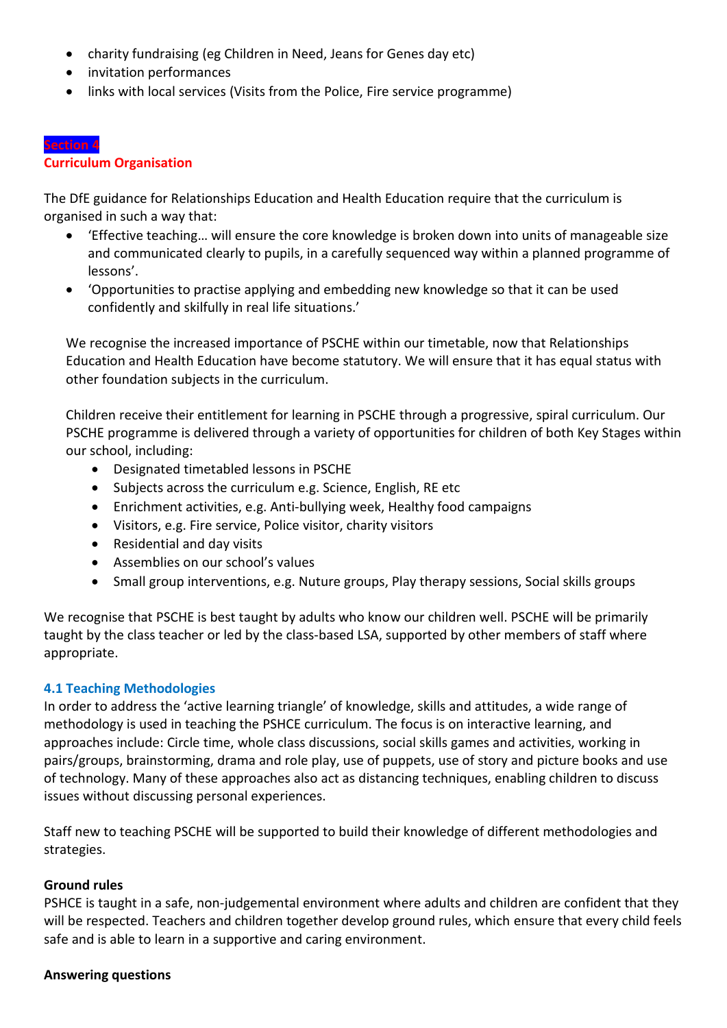- charity fundraising (eg Children in Need, Jeans for Genes day etc)
- invitation performances
- links with local services (Visits from the Police, Fire service programme)

## Section 4
## Curriculum Organisation

The DfE guidance for Relationships Education and Health Education require that the curriculum is organised in such a way that:

- 'Effective teaching… will ensure the core knowledge is broken down into units of manageable size and communicated clearly to pupils, in a carefully sequenced way within a planned programme of lessons'.
- 'Opportunities to practise applying and embedding new knowledge so that it can be used confidently and skilfully in real life situations.'

We recognise the increased importance of PSCHE within our timetable, now that Relationships Education and Health Education have become statutory. We will ensure that it has equal status with other foundation subjects in the curriculum.

Children receive their entitlement for learning in PSCHE through a progressive, spiral curriculum. Our PSCHE programme is delivered through a variety of opportunities for children of both Key Stages within our school, including:

- Designated timetabled lessons in PSCHE
- Subjects across the curriculum e.g. Science, English, RE etc
- Enrichment activities, e.g. Anti-bullying week, Healthy food campaigns
- Visitors, e.g. Fire service, Police visitor, charity visitors
- Residential and day visits
- Assemblies on our school's values
- Small group interventions, e.g. Nuture groups, Play therapy sessions, Social skills groups

We recognise that PSCHE is best taught by adults who know our children well. PSCHE will be primarily taught by the class teacher or led by the class-based LSA, supported by other members of staff where appropriate.

### 4.1 Teaching Methodologies

In order to address the 'active learning triangle' of knowledge, skills and attitudes, a wide range of methodology is used in teaching the PSHCE curriculum. The focus is on interactive learning, and approaches include: Circle time, whole class discussions, social skills games and activities, working in pairs/groups, brainstorming, drama and role play, use of puppets, use of story and picture books and use of technology. Many of these approaches also act as distancing techniques, enabling children to discuss issues without discussing personal experiences.

Staff new to teaching PSCHE will be supported to build their knowledge of different methodologies and strategies.

**Ground rules**

PSHCE is taught in a safe, non-judgemental environment where adults and children are confident that they will be respected. Teachers and children together develop ground rules, which ensure that every child feels safe and is able to learn in a supportive and caring environment.

**Answering questions**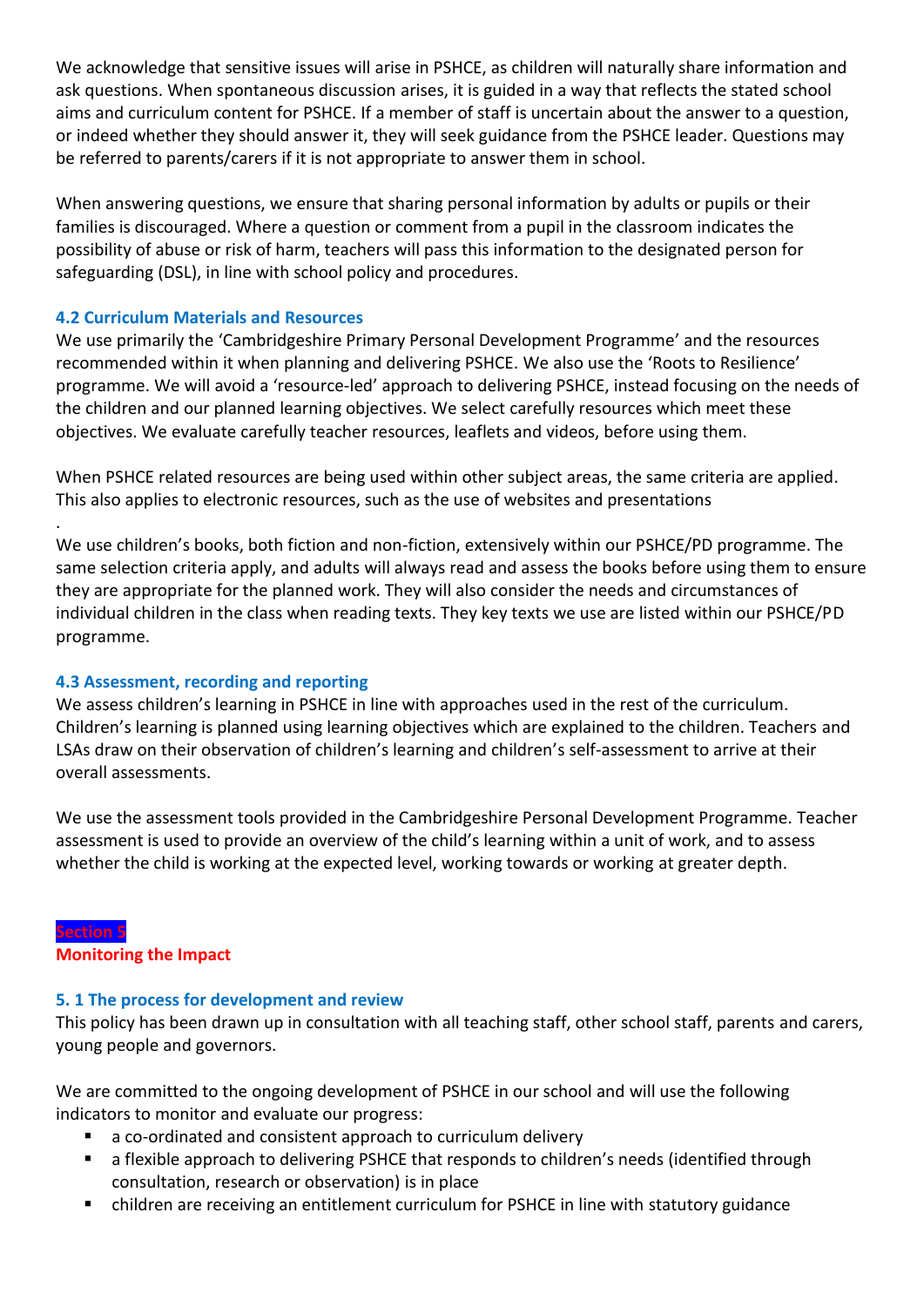We acknowledge that sensitive issues will arise in PSHCE, as children will naturally share information and ask questions. When spontaneous discussion arises, it is guided in a way that reflects the stated school aims and curriculum content for PSHCE. If a member of staff is uncertain about the answer to a question, or indeed whether they should answer it, they will seek guidance from the PSHCE leader. Questions may be referred to parents/carers if it is not appropriate to answer them in school.

When answering questions, we ensure that sharing personal information by adults or pupils or their families is discouraged. Where a question or comment from a pupil in the classroom indicates the possibility of abuse or risk of harm, teachers will pass this information to the designated person for safeguarding (DSL), in line with school policy and procedures.

### 4.2 Curriculum Materials and Resources

We use primarily the 'Cambridgeshire Primary Personal Development Programme' and the resources recommended within it when planning and delivering PSHCE. We also use the 'Roots to Resilience' programme. We will avoid a 'resource-led' approach to delivering PSHCE, instead focusing on the needs of the children and our planned learning objectives. We select carefully resources which meet these objectives. We evaluate carefully teacher resources, leaflets and videos, before using them.

When PSHCE related resources are being used within other subject areas, the same criteria are applied. This also applies to electronic resources, such as the use of websites and presentations

.

We use children's books, both fiction and non-fiction, extensively within our PSHCE/PD programme. The same selection criteria apply, and adults will always read and assess the books before using them to ensure they are appropriate for the planned work. They will also consider the needs and circumstances of individual children in the class when reading texts. They key texts we use are listed within our PSHCE/PD programme.

### 4.3 Assessment, recording and reporting

We assess children's learning in PSHCE in line with approaches used in the rest of the curriculum. Children's learning is planned using learning objectives which are explained to the children. Teachers and LSAs draw on their observation of children's learning and children's self-assessment to arrive at their overall assessments.

We use the assessment tools provided in the Cambridgeshire Personal Development Programme. Teacher assessment is used to provide an overview of the child's learning within a unit of work, and to assess whether the child is working at the expected level, working towards or working at greater depth.

## Section 5
## Monitoring the Impact

### 5. 1 The process for development and review

This policy has been drawn up in consultation with all teaching staff, other school staff, parents and carers, young people and governors.

We are committed to the ongoing development of PSHCE in our school and will use the following indicators to monitor and evaluate our progress:

- a co-ordinated and consistent approach to curriculum delivery
- a flexible approach to delivering PSHCE that responds to children's needs (identified through consultation, research or observation) is in place
- children are receiving an entitlement curriculum for PSHCE in line with statutory guidance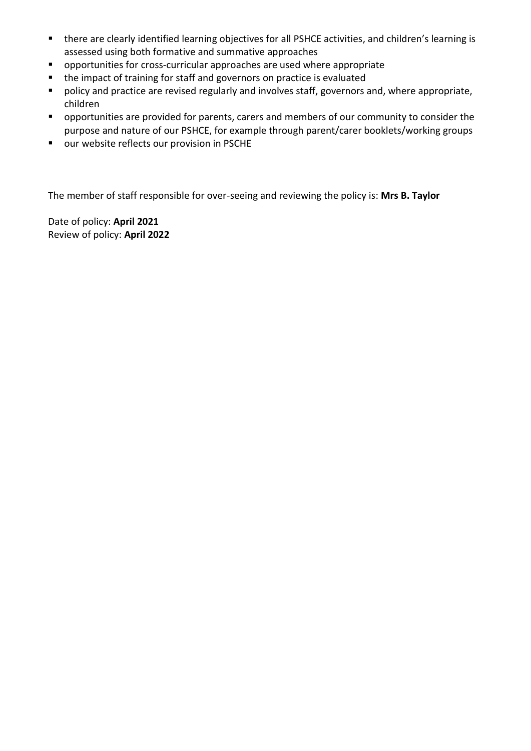- there are clearly identified learning objectives for all PSHCE activities, and children's learning is assessed using both formative and summative approaches
- opportunities for cross-curricular approaches are used where appropriate
- the impact of training for staff and governors on practice is evaluated
- policy and practice are revised regularly and involves staff, governors and, where appropriate, children
- opportunities are provided for parents, carers and members of our community to consider the purpose and nature of our PSHCE, for example through parent/carer booklets/working groups
- our website reflects our provision in PSCHE

The member of staff responsible for over-seeing and reviewing the policy is: **Mrs B. Taylor**

Date of policy: **April 2021**
Review of policy: **April 2022**